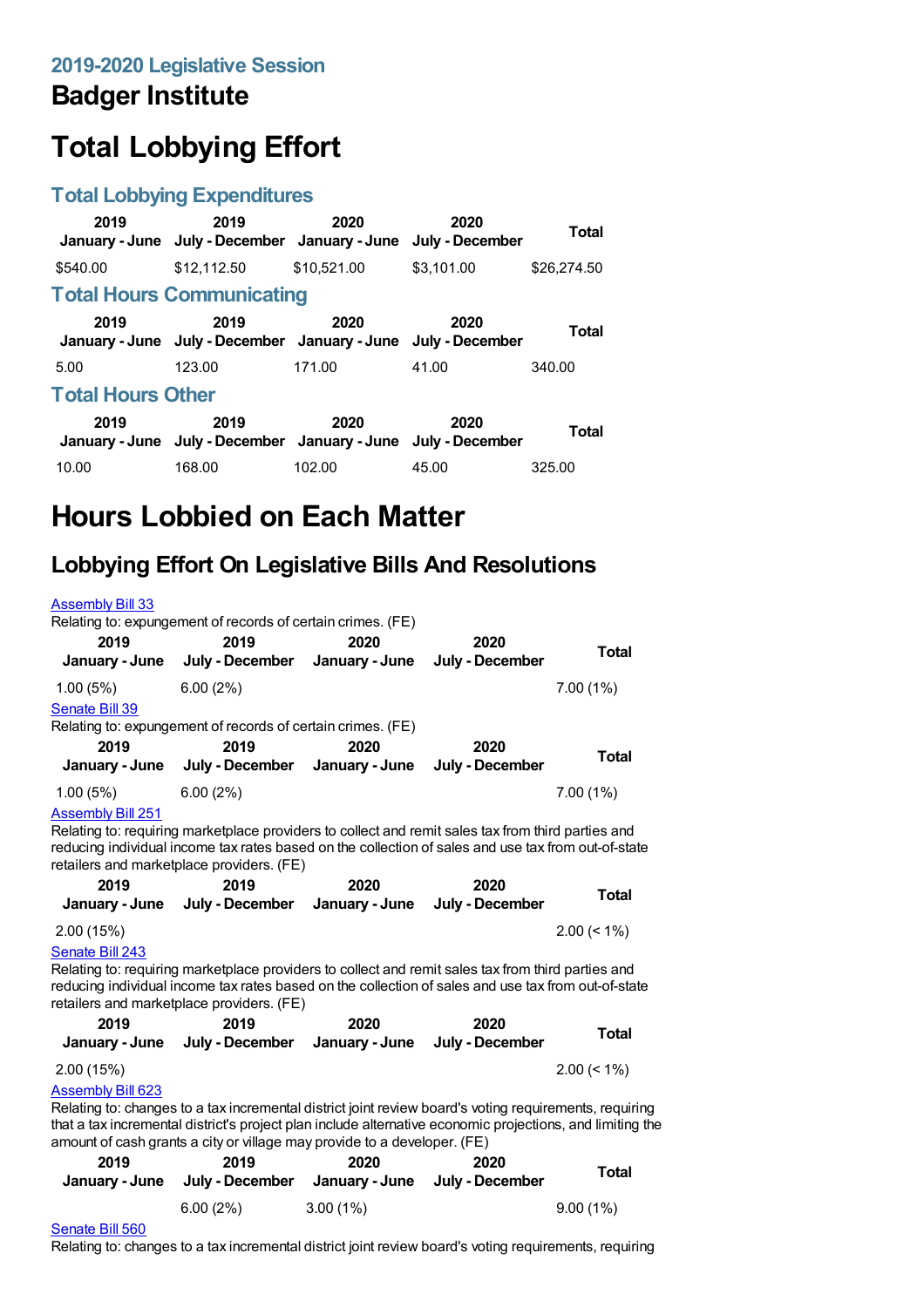## 2019-2020 Legislative Session

# Badger Institute

# Total Lobbying Effort

### Total Lobbying Expenditures

| 2019 January - June | 2019 July - December | 2020 January - June | 2020 July - December | Total |
|---|---|---|---|---|
| $540.00 | $12,112.50 | $10,521.00 | $3,101.00 | $26,274.50 |

### Total Hours Communicating

| 2019 January - June | 2019 July - December | 2020 January - June | 2020 July - December | Total |
|---|---|---|---|---|
| 5.00 | 123.00 | 171.00 | 41.00 | 340.00 |

### Total Hours Other

| 2019 January - June | 2019 July - December | 2020 January - June | 2020 July - December | Total |
|---|---|---|---|---|
| 10.00 | 168.00 | 102.00 | 45.00 | 325.00 |

# Hours Lobbied on Each Matter

## Lobbying Effort On Legislative Bills And Resolutions

Assembly Bill 33

Relating to: expungement of records of certain crimes. (FE)

| 2019 January - June | 2019 July - December | 2020 January - June | 2020 July - December | Total |
|---|---|---|---|---|
| 1.00 (5%) | 6.00 (2%) | | | 7.00 (1%) |

Senate Bill 39

Relating to: expungement of records of certain crimes. (FE)

| 2019 January - June | 2019 July - December | 2020 January - June | 2020 July - December | Total |
|---|---|---|---|---|
| 1.00 (5%) | 6.00 (2%) | | | 7.00 (1%) |

Assembly Bill 251

Relating to: requiring marketplace providers to collect and remit sales tax from third parties and reducing individual income tax rates based on the collection of sales and use tax from out-of-state retailers and marketplace providers. (FE)

| 2019 January - June | 2019 July - December | 2020 January - June | 2020 July - December | Total |
|---|---|---|---|---|
| 2.00 (15%) | | | | 2.00 (< 1%) |

Senate Bill 243

Relating to: requiring marketplace providers to collect and remit sales tax from third parties and reducing individual income tax rates based on the collection of sales and use tax from out-of-state retailers and marketplace providers. (FE)

| 2019 January - June | 2019 July - December | 2020 January - June | 2020 July - December | Total |
|---|---|---|---|---|
| 2.00 (15%) | | | | 2.00 (< 1%) |

Assembly Bill 623

Relating to: changes to a tax incremental district joint review board's voting requirements, requiring that a tax incremental district's project plan include alternative economic projections, and limiting the amount of cash grants a city or village may provide to a developer. (FE)

| 2019 January - June | 2019 July - December | 2020 January - June | 2020 July - December | Total |
|---|---|---|---|---|
| | 6.00 (2%) | 3.00 (1%) | | 9.00 (1%) |

Senate Bill 560

Relating to: changes to a tax incremental district joint review board's voting requirements, requiring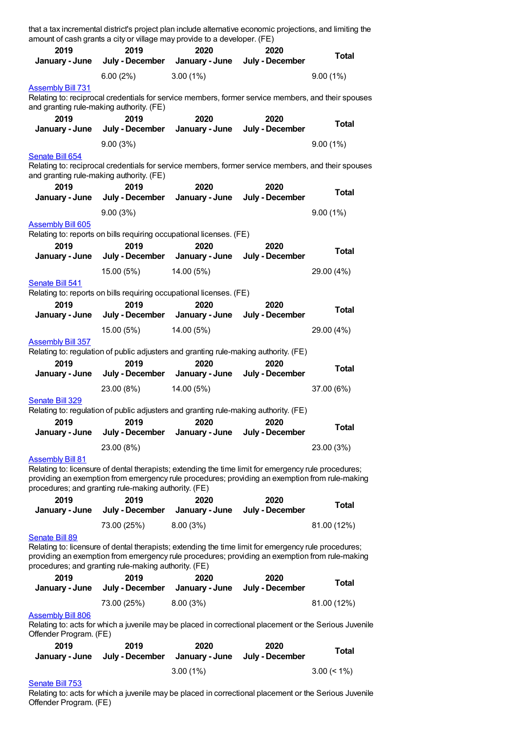that a tax incremental district's project plan include alternative economic projections, and limiting the amount of cash grants a city or village may provide to a developer. (FE)

| 2019 January - June | 2019 July - December | 2020 January - June | 2020 July - December | Total |
|---|---|---|---|---|
| | 6.00 (2%) | 3.00 (1%) | | 9.00 (1%) |

[Assembly Bill 731](#)

Relating to: reciprocal credentials for service members, former service members, and their spouses and granting rule-making authority. (FE)

| 2019 January - June | 2019 July - December | 2020 January - June | 2020 July - December | Total |
|---|---|---|---|---|
| | 9.00 (3%) | | | 9.00 (1%) |

[Senate Bill 654](#)

Relating to: reciprocal credentials for service members, former service members, and their spouses and granting rule-making authority. (FE)

| 2019 January - June | 2019 July - December | 2020 January - June | 2020 July - December | Total |
|---|---|---|---|---|
| | 9.00 (3%) | | | 9.00 (1%) |

[Assembly Bill 605](#)

Relating to: reports on bills requiring occupational licenses. (FE)

| 2019 January - June | 2019 July - December | 2020 January - June | 2020 July - December | Total |
|---|---|---|---|---|
| | 15.00 (5%) | 14.00 (5%) | | 29.00 (4%) |

[Senate Bill 541](#)

Relating to: reports on bills requiring occupational licenses. (FE)

| 2019 January - June | 2019 July - December | 2020 January - June | 2020 July - December | Total |
|---|---|---|---|---|
| | 15.00 (5%) | 14.00 (5%) | | 29.00 (4%) |

[Assembly Bill 357](#)

Relating to: regulation of public adjusters and granting rule-making authority. (FE)

| 2019 January - June | 2019 July - December | 2020 January - June | 2020 July - December | Total |
|---|---|---|---|---|
| | 23.00 (8%) | 14.00 (5%) | | 37.00 (6%) |

[Senate Bill 329](#)

Relating to: regulation of public adjusters and granting rule-making authority. (FE)

| 2019 January - June | 2019 July - December | 2020 January - June | 2020 July - December | Total |
|---|---|---|---|---|
| | 23.00 (8%) | | | 23.00 (3%) |

[Assembly Bill 81](#)

Relating to: licensure of dental therapists; extending the time limit for emergency rule procedures; providing an exemption from emergency rule procedures; providing an exemption from rule-making procedures; and granting rule-making authority. (FE)

| 2019 January - June | 2019 July - December | 2020 January - June | 2020 July - December | Total |
|---|---|---|---|---|
| | 73.00 (25%) | 8.00 (3%) | | 81.00 (12%) |

[Senate Bill 89](#)

Relating to: licensure of dental therapists; extending the time limit for emergency rule procedures; providing an exemption from emergency rule procedures; providing an exemption from rule-making procedures; and granting rule-making authority. (FE)

| 2019 January - June | 2019 July - December | 2020 January - June | 2020 July - December | Total |
|---|---|---|---|---|
| | 73.00 (25%) | 8.00 (3%) | | 81.00 (12%) |

[Assembly Bill 806](#)

Relating to: acts for which a juvenile may be placed in correctional placement or the Serious Juvenile Offender Program. (FE)

| 2019 January - June | 2019 July - December | 2020 January - June | 2020 July - December | Total |
|---|---|---|---|---|
| | | 3.00 (1%) | | 3.00 (< 1%) |

[Senate Bill 753](#)

Relating to: acts for which a juvenile may be placed in correctional placement or the Serious Juvenile Offender Program. (FE)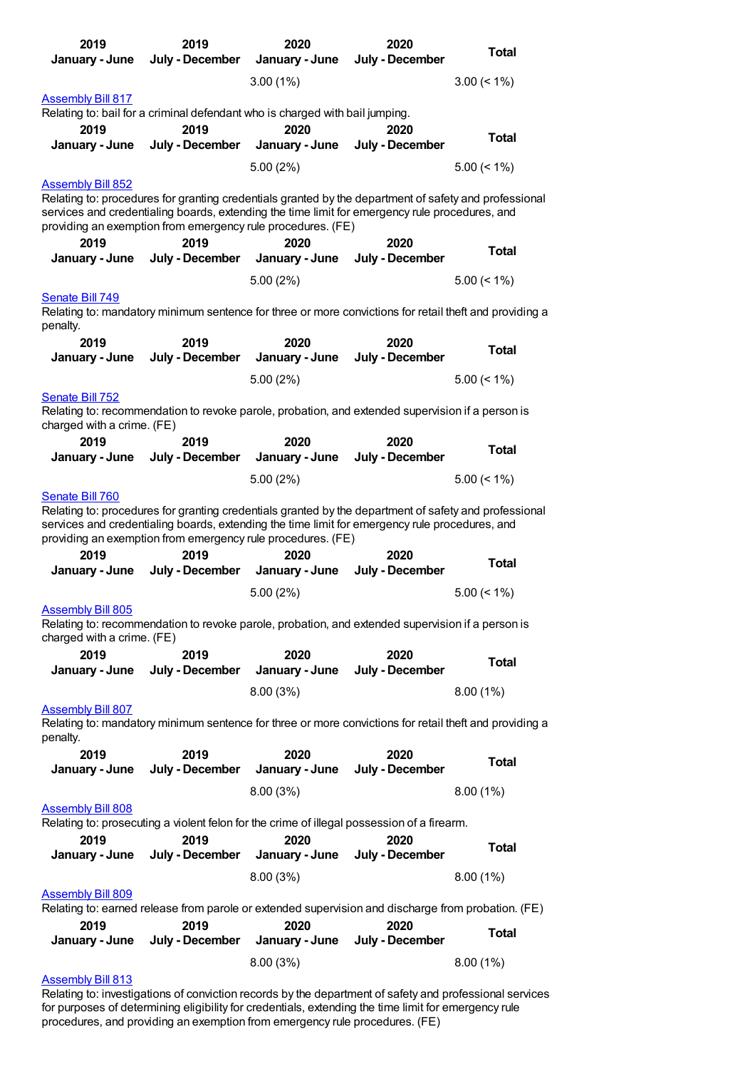| 2019 January - June | 2019 July - December | 2020 January - June | 2020 July - December | Total |
|---|---|---|---|---|
| | | 3.00 (1%) | | 3.00 (< 1%) |

Assembly Bill 817

Relating to: bail for a criminal defendant who is charged with bail jumping.

| 2019 January - June | 2019 July - December | 2020 January - June | 2020 July - December | Total |
|---|---|---|---|---|
| | | 5.00 (2%) | | 5.00 (< 1%) |

Assembly Bill 852

Relating to: procedures for granting credentials granted by the department of safety and professional services and credentialing boards, extending the time limit for emergency rule procedures, and providing an exemption from emergency rule procedures. (FE)

| 2019 January - June | 2019 July - December | 2020 January - June | 2020 July - December | Total |
|---|---|---|---|---|
| | | 5.00 (2%) | | 5.00 (< 1%) |

Senate Bill 749

Relating to: mandatory minimum sentence for three or more convictions for retail theft and providing a penalty.

| 2019 January - June | 2019 July - December | 2020 January - June | 2020 July - December | Total |
|---|---|---|---|---|
| | | 5.00 (2%) | | 5.00 (< 1%) |

Senate Bill 752

Relating to: recommendation to revoke parole, probation, and extended supervision if a person is charged with a crime. (FE)

| 2019 January - June | 2019 July - December | 2020 January - June | 2020 July - December | Total |
|---|---|---|---|---|
| | | 5.00 (2%) | | 5.00 (< 1%) |

Senate Bill 760

Relating to: procedures for granting credentials granted by the department of safety and professional services and credentialing boards, extending the time limit for emergency rule procedures, and providing an exemption from emergency rule procedures. (FE)

| 2019 January - June | 2019 July - December | 2020 January - June | 2020 July - December | Total |
|---|---|---|---|---|
| | | 5.00 (2%) | | 5.00 (< 1%) |

Assembly Bill 805

Relating to: recommendation to revoke parole, probation, and extended supervision if a person is charged with a crime. (FE)

| 2019 January - June | 2019 July - December | 2020 January - June | 2020 July - December | Total |
|---|---|---|---|---|
| | | 8.00 (3%) | | 8.00 (1%) |

Assembly Bill 807

Relating to: mandatory minimum sentence for three or more convictions for retail theft and providing a penalty.

| 2019 January - June | 2019 July - December | 2020 January - June | 2020 July - December | Total |
|---|---|---|---|---|
| | | 8.00 (3%) | | 8.00 (1%) |

Assembly Bill 808

Relating to: prosecuting a violent felon for the crime of illegal possession of a firearm.

| 2019 January - June | 2019 July - December | 2020 January - June | 2020 July - December | Total |
|---|---|---|---|---|
| | | 8.00 (3%) | | 8.00 (1%) |

Assembly Bill 809

Relating to: earned release from parole or extended supervision and discharge from probation. (FE)

| 2019 January - June | 2019 July - December | 2020 January - June | 2020 July - December | Total |
|---|---|---|---|---|
| | | 8.00 (3%) | | 8.00 (1%) |

Assembly Bill 813

Relating to: investigations of conviction records by the department of safety and professional services for purposes of determining eligibility for credentials, extending the time limit for emergency rule procedures, and providing an exemption from emergency rule procedures. (FE)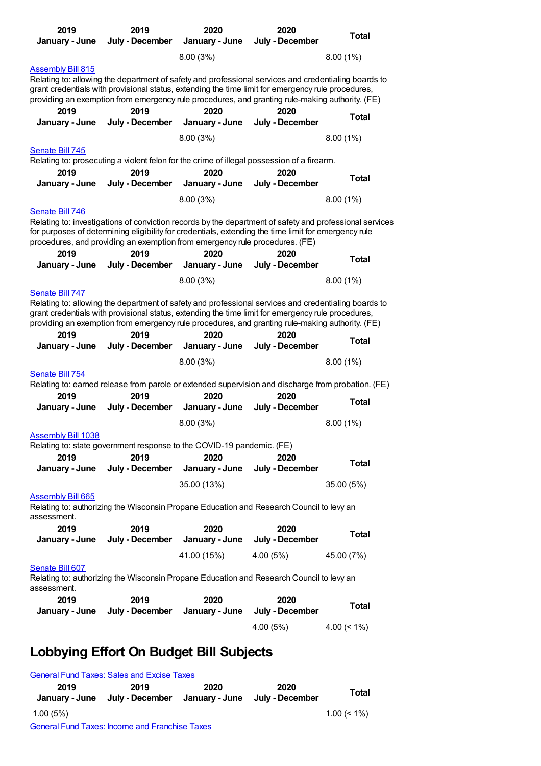| 2019 January - June | 2019 July - December | 2020 January - June | 2020 July - December | Total |
|---|---|---|---|---|
| | | 8.00 (3%) | | 8.00 (1%) |

[Assembly Bill 815](#)

Relating to: allowing the department of safety and professional services and credentialing boards to grant credentials with provisional status, extending the time limit for emergency rule procedures, providing an exemption from emergency rule procedures, and granting rule-making authority. (FE)

| 2019 January - June | 2019 July - December | 2020 January - June | 2020 July - December | Total |
|---|---|---|---|---|
| | | 8.00 (3%) | | 8.00 (1%) |

[Senate Bill 745](#)

Relating to: prosecuting a violent felon for the crime of illegal possession of a firearm.

| 2019 January - June | 2019 July - December | 2020 January - June | 2020 July - December | Total |
|---|---|---|---|---|
| | | 8.00 (3%) | | 8.00 (1%) |

[Senate Bill 746](#)

Relating to: investigations of conviction records by the department of safety and professional services for purposes of determining eligibility for credentials, extending the time limit for emergency rule procedures, and providing an exemption from emergency rule procedures. (FE)

| 2019 January - June | 2019 July - December | 2020 January - June | 2020 July - December | Total |
|---|---|---|---|---|
| | | 8.00 (3%) | | 8.00 (1%) |

[Senate Bill 747](#)

Relating to: allowing the department of safety and professional services and credentialing boards to grant credentials with provisional status, extending the time limit for emergency rule procedures, providing an exemption from emergency rule procedures, and granting rule-making authority. (FE)

| 2019 January - June | 2019 July - December | 2020 January - June | 2020 July - December | Total |
|---|---|---|---|---|
| | | 8.00 (3%) | | 8.00 (1%) |

[Senate Bill 754](#)

Relating to: earned release from parole or extended supervision and discharge from probation. (FE)

| 2019 January - June | 2019 July - December | 2020 January - June | 2020 July - December | Total |
|---|---|---|---|---|
| | | 8.00 (3%) | | 8.00 (1%) |

[Assembly Bill 1038](#)

Relating to: state government response to the COVID-19 pandemic. (FE)

| 2019 January - June | 2019 July - December | 2020 January - June | 2020 July - December | Total |
|---|---|---|---|---|
| | | 35.00 (13%) | | 35.00 (5%) |

[Assembly Bill 665](#)

Relating to: authorizing the Wisconsin Propane Education and Research Council to levy an assessment.

| 2019 January - June | 2019 July - December | 2020 January - June | 2020 July - December | Total |
|---|---|---|---|---|
| | | 41.00 (15%) | 4.00 (5%) | 45.00 (7%) |

[Senate Bill 607](#)

Relating to: authorizing the Wisconsin Propane Education and Research Council to levy an assessment.

| 2019 January - June | 2019 July - December | 2020 January - June | 2020 July - December | Total |
|---|---|---|---|---|
| | | | 4.00 (5%) | 4.00 (< 1%) |

## Lobbying Effort On Budget Bill Subjects

[General Fund Taxes: Sales and Excise Taxes](#)

| 2019 January - June | 2019 July - December | 2020 January - June | 2020 July - December | Total |
|---|---|---|---|---|
| 1.00 (5%) | | | | 1.00 (< 1%) |

[General Fund Taxes: Income and Franchise Taxes](#)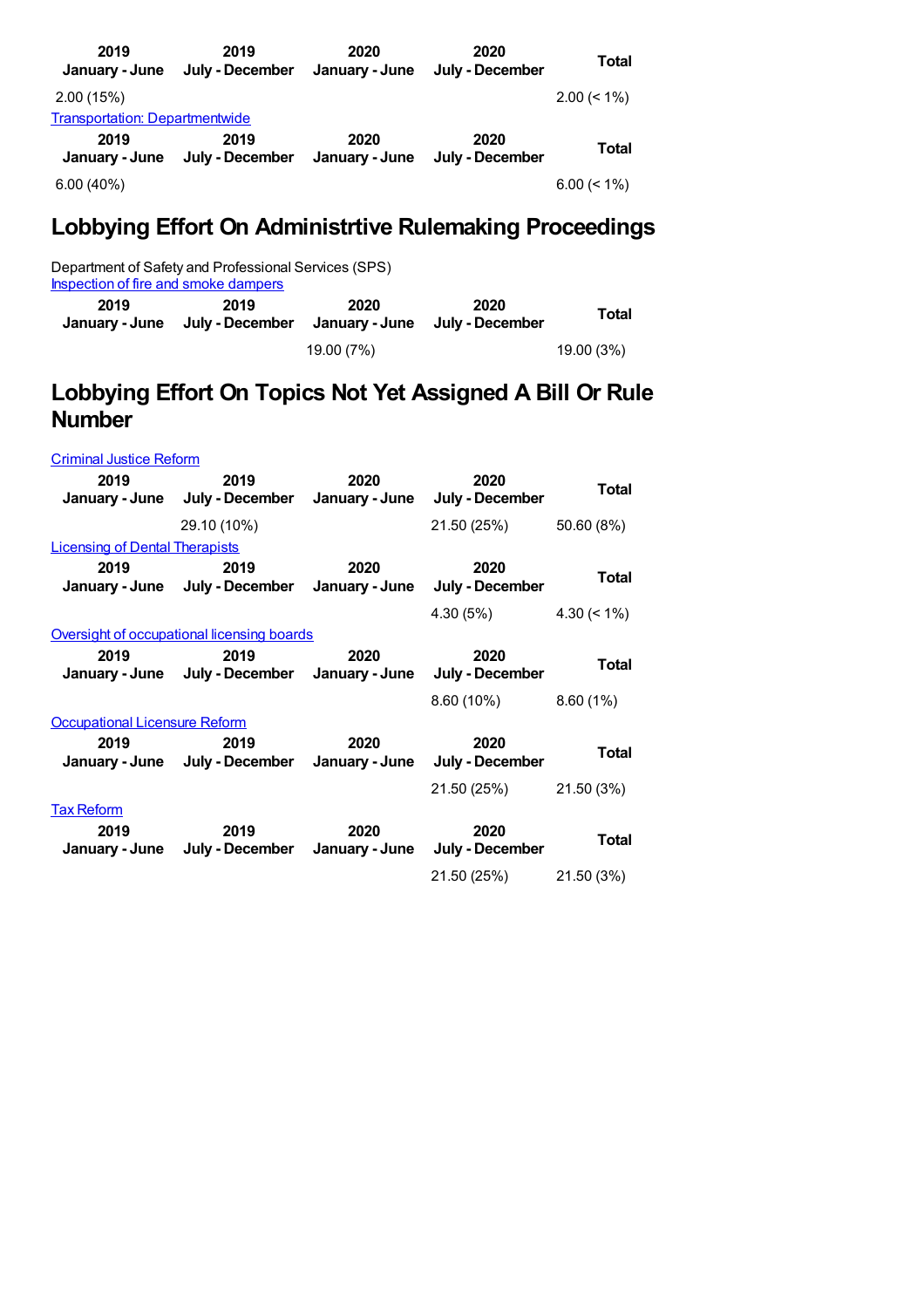| 2019 January - June | 2019 July - December | 2020 January - June | 2020 July - December | Total |
|---|---|---|---|---|
| 2.00 (15%) | | | | 2.00 (< 1%) |

Transportation: Departmentwide

| 2019 January - June | 2019 July - December | 2020 January - June | 2020 July - December | Total |
|---|---|---|---|---|
| 6.00 (40%) | | | | 6.00 (< 1%) |

## Lobbying Effort On Administrtive Rulemaking Proceedings

Department of Safety and Professional Services (SPS)

Inspection of fire and smoke dampers

| 2019 January - June | 2019 July - December | 2020 January - June | 2020 July - December | Total |
|---|---|---|---|---|
| | | 19.00 (7%) | | 19.00 (3%) |

## Lobbying Effort On Topics Not Yet Assigned A Bill Or Rule Number

Criminal Justice Reform

| 2019 January - June | 2019 July - December | 2020 January - June | 2020 July - December | Total |
|---|---|---|---|---|
| | 29.10 (10%) | | 21.50 (25%) | 50.60 (8%) |

Licensing of Dental Therapists

| 2019 January - June | 2019 July - December | 2020 January - June | 2020 July - December | Total |
|---|---|---|---|---|
| | | | 4.30 (5%) | 4.30 (< 1%) |

Oversight of occupational licensing boards

| 2019 January - June | 2019 July - December | 2020 January - June | 2020 July - December | Total |
|---|---|---|---|---|
| | | | 8.60 (10%) | 8.60 (1%) |

Occupational Licensure Reform

| 2019 January - June | 2019 July - December | 2020 January - June | 2020 July - December | Total |
|---|---|---|---|---|
| | | | 21.50 (25%) | 21.50 (3%) |

Tax Reform

| 2019 January - June | 2019 July - December | 2020 January - June | 2020 July - December | Total |
|---|---|---|---|---|
| | | | 21.50 (25%) | 21.50 (3%) |